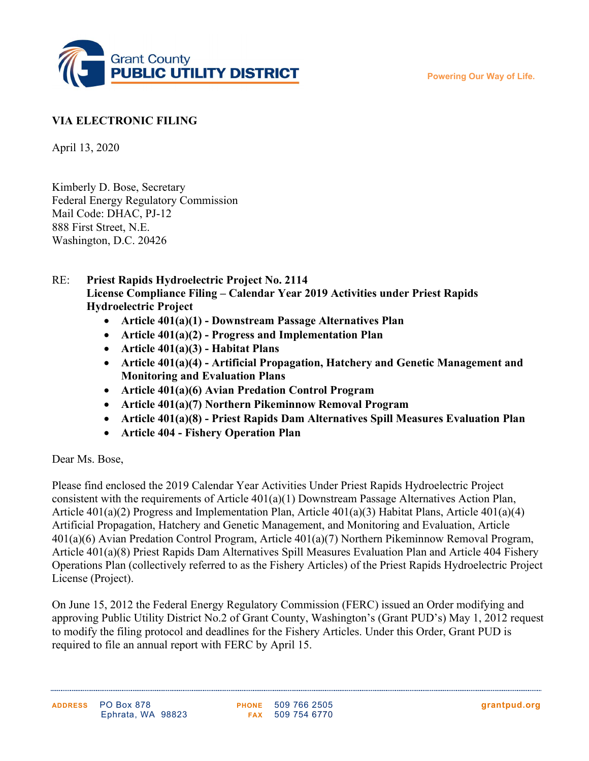Grant County
**PUBLIC UTILITY DISTRICT**

Powering Our Way of Life.

**VIA ELECTRONIC FILING**

April 13, 2020

Kimberly D. Bose, Secretary
Federal Energy Regulatory Commission
Mail Code: DHAC, PJ-12
888 First Street, N.E.
Washington, D.C. 20426

RE: **Priest Rapids Hydroelectric Project No. 2114**
**License Compliance Filing – Calendar Year 2019 Activities under Priest Rapids Hydroelectric Project**

- **Article 401(a)(1) - Downstream Passage Alternatives Plan**
- **Article 401(a)(2) - Progress and Implementation Plan**
- **Article 401(a)(3) - Habitat Plans**
- **Article 401(a)(4) - Artificial Propagation, Hatchery and Genetic Management and Monitoring and Evaluation Plans**
- **Article 401(a)(6) Avian Predation Control Program**
- **Article 401(a)(7) Northern Pikeminnow Removal Program**
- **Article 401(a)(8) - Priest Rapids Dam Alternatives Spill Measures Evaluation Plan**
- **Article 404 - Fishery Operation Plan**

Dear Ms. Bose,

Please find enclosed the 2019 Calendar Year Activities Under Priest Rapids Hydroelectric Project consistent with the requirements of Article 401(a)(1) Downstream Passage Alternatives Action Plan, Article 401(a)(2) Progress and Implementation Plan, Article 401(a)(3) Habitat Plans, Article 401(a)(4) Artificial Propagation, Hatchery and Genetic Management, and Monitoring and Evaluation, Article 401(a)(6) Avian Predation Control Program, Article 401(a)(7) Northern Pikeminnow Removal Program, Article 401(a)(8) Priest Rapids Dam Alternatives Spill Measures Evaluation Plan and Article 404 Fishery Operations Plan (collectively referred to as the Fishery Articles) of the Priest Rapids Hydroelectric Project License (Project).

On June 15, 2012 the Federal Energy Regulatory Commission (FERC) issued an Order modifying and approving Public Utility District No.2 of Grant County, Washington's (Grant PUD's) May 1, 2012 request to modify the filing protocol and deadlines for the Fishery Articles. Under this Order, Grant PUD is required to file an annual report with FERC by April 15.

ADDRESS PO Box 878
Ephrata, WA 98823

PHONE 509 766 2505
FAX 509 754 6770

grantpud.org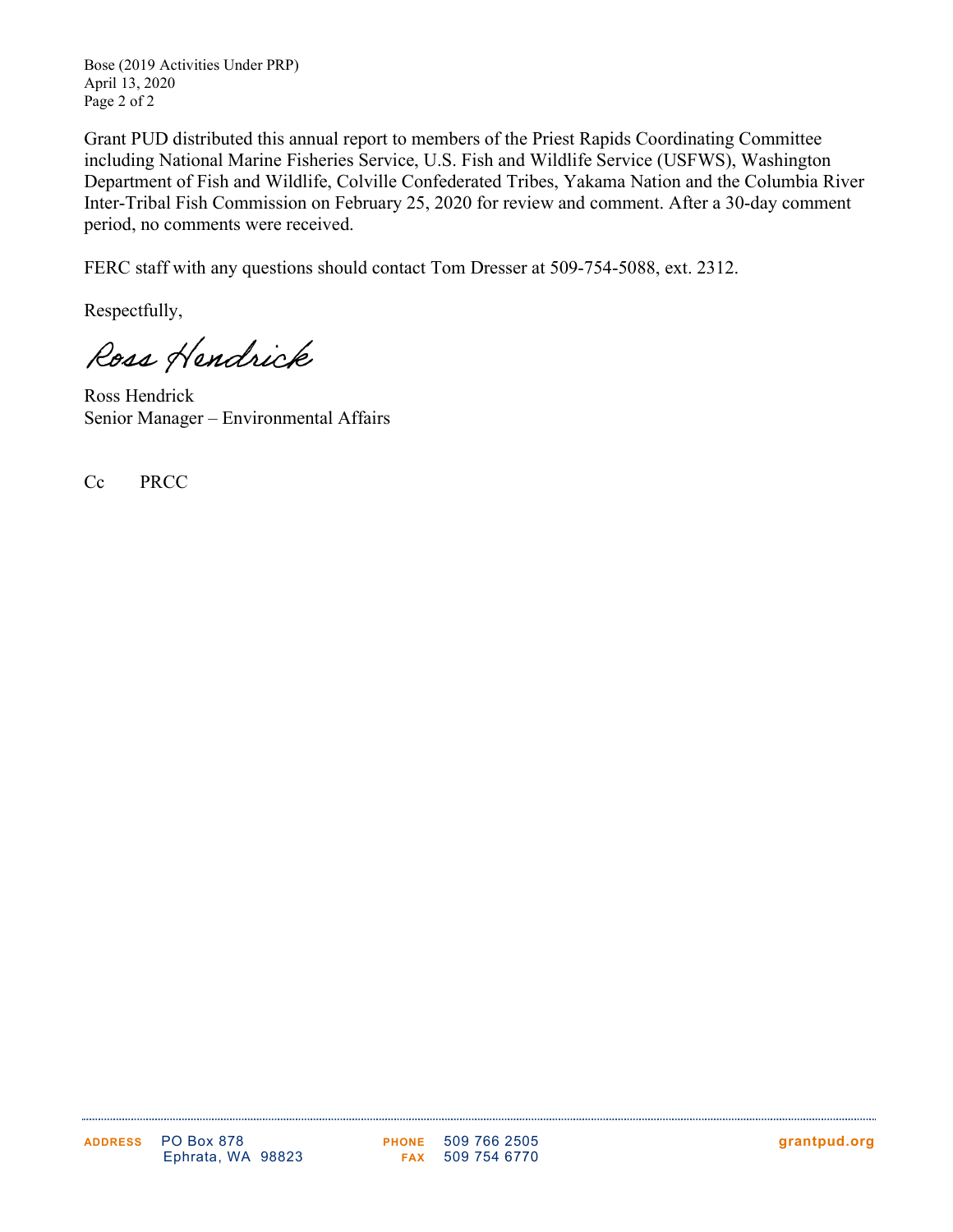Grant PUD distributed this annual report to members of the Priest Rapids Coordinating Committee including National Marine Fisheries Service, U.S. Fish and Wildlife Service (USFWS), Washington Department of Fish and Wildlife, Colville Confederated Tribes, Yakama Nation and the Columbia River Inter-Tribal Fish Commission on February 25, 2020 for review and comment. After a 30-day comment period, no comments were received.

FERC staff with any questions should contact Tom Dresser at 509-754-5088, ext. 2312.

Respectfully,

Ross Hendrick

Ross Hendrick
Senior Manager – Environmental Affairs

Cc PRCC

ADDRESS PO Box 878
Ephrata, WA 98823

PHONE 509 766 2505
FAX 509 754 6770

grantpud.org